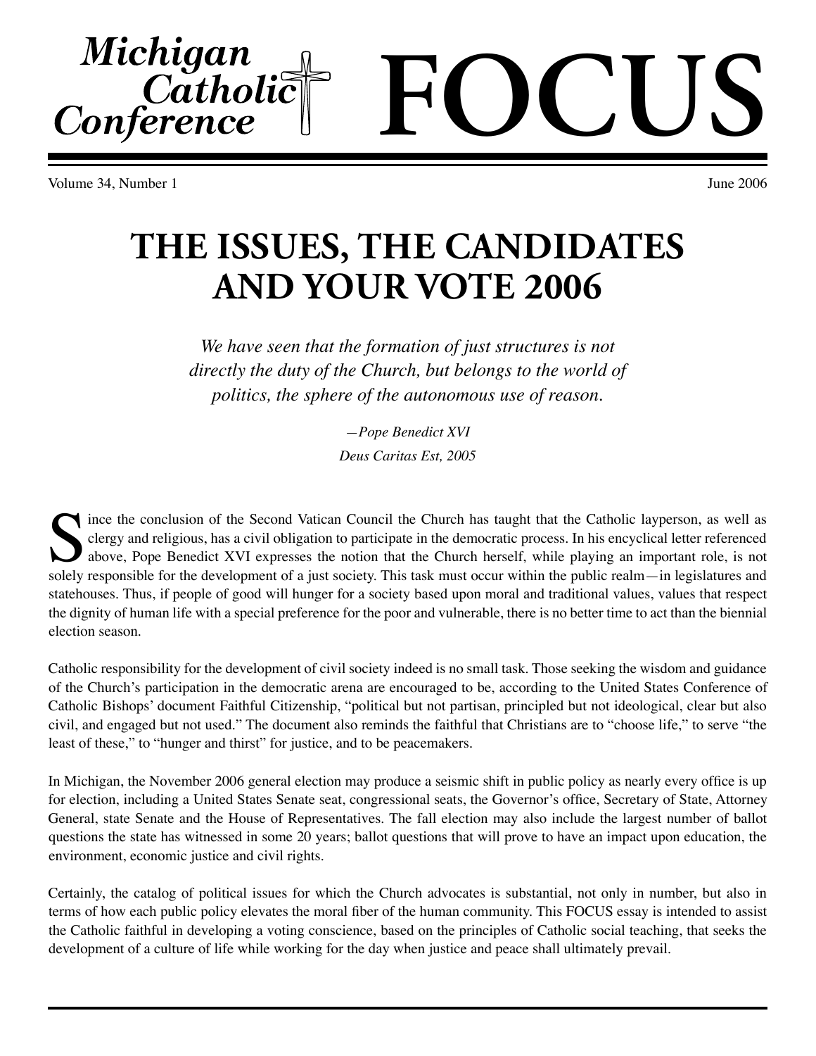# Michigan Catholic Conference FOCUS

Volume 34, Number 1 June 2006

# THE ISSUES, THE CANDIDATES AND YOUR VOTE 2006

*We have seen that the formation of just structures is not directly the duty of the Church, but belongs to the world of politics, the sphere of the autonomous use of reason.*

*—Pope Benedict XVI*
*Deus Caritas Est, 2005*

Since the conclusion of the Second Vatican Council the Church has taught that the Catholic layperson, as well as clergy and religious, has a civil obligation to participate in the democratic process. In his encyclical letter referenced above, Pope Benedict XVI expresses the notion that the Church herself, while playing an important role, is not solely responsible for the development of a just society. This task must occur within the public realm—in legislatures and statehouses. Thus, if people of good will hunger for a society based upon moral and traditional values, values that respect the dignity of human life with a special preference for the poor and vulnerable, there is no better time to act than the biennial election season.

Catholic responsibility for the development of civil society indeed is no small task. Those seeking the wisdom and guidance of the Church's participation in the democratic arena are encouraged to be, according to the United States Conference of Catholic Bishops' document Faithful Citizenship, "political but not partisan, principled but not ideological, clear but also civil, and engaged but not used." The document also reminds the faithful that Christians are to "choose life," to serve "the least of these," to "hunger and thirst" for justice, and to be peacemakers.

In Michigan, the November 2006 general election may produce a seismic shift in public policy as nearly every office is up for election, including a United States Senate seat, congressional seats, the Governor's office, Secretary of State, Attorney General, state Senate and the House of Representatives. The fall election may also include the largest number of ballot questions the state has witnessed in some 20 years; ballot questions that will prove to have an impact upon education, the environment, economic justice and civil rights.

Certainly, the catalog of political issues for which the Church advocates is substantial, not only in number, but also in terms of how each public policy elevates the moral fiber of the human community. This FOCUS essay is intended to assist the Catholic faithful in developing a voting conscience, based on the principles of Catholic social teaching, that seeks the development of a culture of life while working for the day when justice and peace shall ultimately prevail.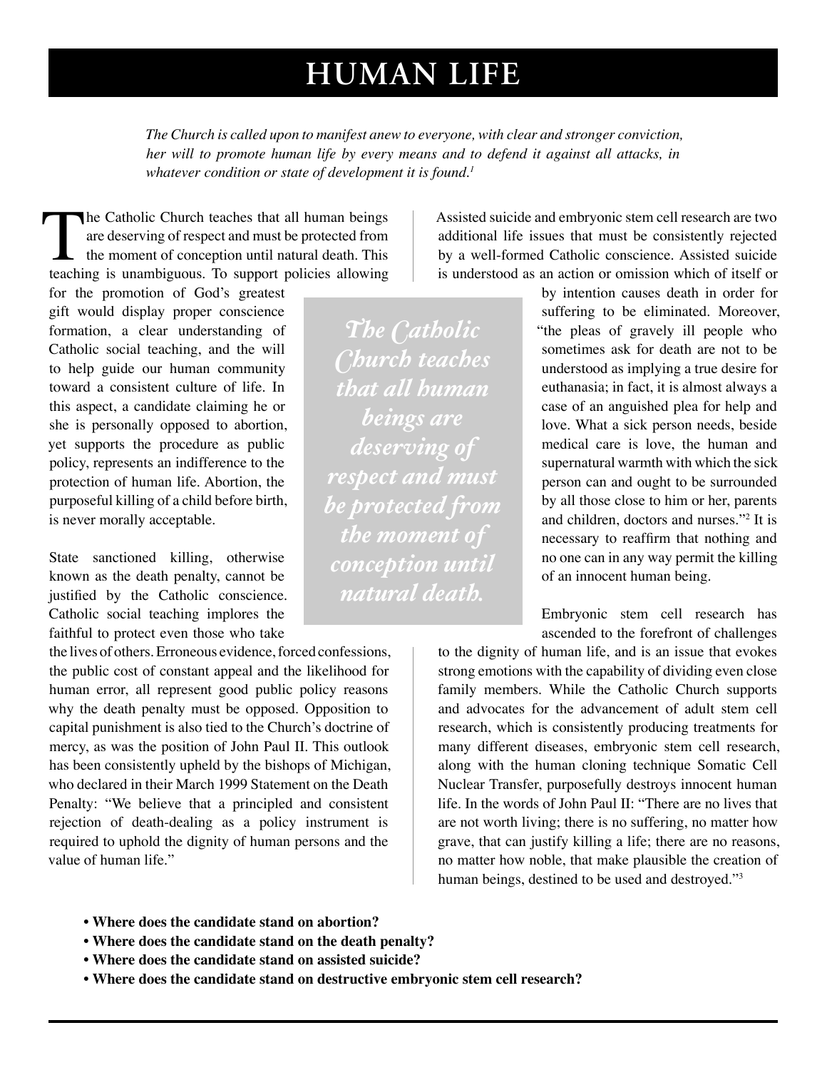# HUMAN LIFE

*The Church is called upon to manifest anew to everyone, with clear and stronger conviction, her will to promote human life by every means and to defend it against all attacks, in whatever condition or state of development it is found.*[1]

The Catholic Church teaches that all human beings are deserving of respect and must be protected from the moment of conception until natural death. This teaching is unambiguous. To support policies allowing for the promotion of God's greatest gift would display proper conscience formation, a clear understanding of Catholic social teaching, and the will to help guide our human community toward a consistent culture of life. In this aspect, a candidate claiming he or she is personally opposed to abortion, yet supports the procedure as public policy, represents an indifference to the protection of human life. Abortion, the purposeful killing of a child before birth, is never morally acceptable.

State sanctioned killing, otherwise known as the death penalty, cannot be justified by the Catholic conscience. Catholic social teaching implores the faithful to protect even those who take the lives of others. Erroneous evidence, forced confessions, the public cost of constant appeal and the likelihood for human error, all represent good public policy reasons why the death penalty must be opposed. Opposition to capital punishment is also tied to the Church's doctrine of mercy, as was the position of John Paul II. This outlook has been consistently upheld by the bishops of Michigan, who declared in their March 1999 Statement on the Death Penalty: "We believe that a principled and consistent rejection of death-dealing as a policy instrument is required to uphold the dignity of human persons and the value of human life."

*The Catholic Church teaches that all human beings are deserving of respect and must be protected from the moment of conception until natural death.*

Assisted suicide and embryonic stem cell research are two additional life issues that must be consistently rejected by a well-formed Catholic conscience. Assisted suicide is understood as an action or omission which of itself or by intention causes death in order for suffering to be eliminated. Moreover, "the pleas of gravely ill people who sometimes ask for death are not to be understood as implying a true desire for euthanasia; in fact, it is almost always a case of an anguished plea for help and love. What a sick person needs, beside medical care is love, the human and supernatural warmth with which the sick person can and ought to be surrounded by all those close to him or her, parents and children, doctors and nurses."[2] It is necessary to reaffirm that nothing and no one can in any way permit the killing of an innocent human being.

Embryonic stem cell research has ascended to the forefront of challenges to the dignity of human life, and is an issue that evokes strong emotions with the capability of dividing even close family members. While the Catholic Church supports and advocates for the advancement of adult stem cell research, which is consistently producing treatments for many different diseases, embryonic stem cell research, along with the human cloning technique Somatic Cell Nuclear Transfer, purposefully destroys innocent human life. In the words of John Paul II: "There are no lives that are not worth living; there is no suffering, no matter how grave, that can justify killing a life; there are no reasons, no matter how noble, that make plausible the creation of human beings, destined to be used and destroyed."[3]

- **Where does the candidate stand on abortion?**
- **Where does the candidate stand on the death penalty?**
- **Where does the candidate stand on assisted suicide?**
- **Where does the candidate stand on destructive embryonic stem cell research?**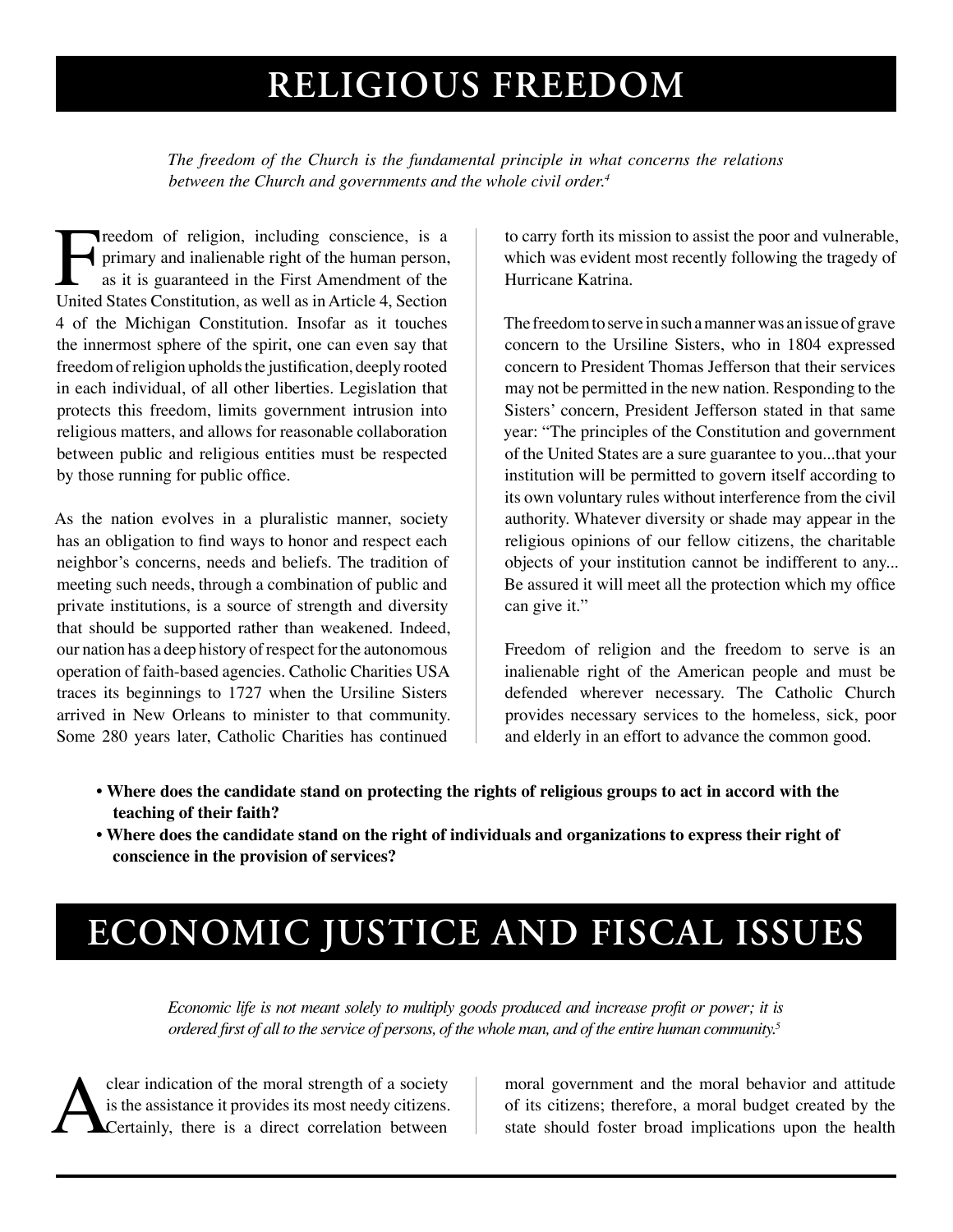# RELIGIOUS FREEDOM

*The freedom of the Church is the fundamental principle in what concerns the relations between the Church and governments and the whole civil order.*[4]

Freedom of religion, including conscience, is a primary and inalienable right of the human person, as it is guaranteed in the First Amendment of the United States Constitution, as well as in Article 4, Section 4 of the Michigan Constitution. Insofar as it touches the innermost sphere of the spirit, one can even say that freedom of religion upholds the justification, deeply rooted in each individual, of all other liberties. Legislation that protects this freedom, limits government intrusion into religious matters, and allows for reasonable collaboration between public and religious entities must be respected by those running for public office.

As the nation evolves in a pluralistic manner, society has an obligation to find ways to honor and respect each neighbor's concerns, needs and beliefs. The tradition of meeting such needs, through a combination of public and private institutions, is a source of strength and diversity that should be supported rather than weakened. Indeed, our nation has a deep history of respect for the autonomous operation of faith-based agencies. Catholic Charities USA traces its beginnings to 1727 when the Ursiline Sisters arrived in New Orleans to minister to that community. Some 280 years later, Catholic Charities has continued to carry forth its mission to assist the poor and vulnerable, which was evident most recently following the tragedy of Hurricane Katrina.

The freedom to serve in such a manner was an issue of grave concern to the Ursiline Sisters, who in 1804 expressed concern to President Thomas Jefferson that their services may not be permitted in the new nation. Responding to the Sisters' concern, President Jefferson stated in that same year: "The principles of the Constitution and government of the United States are a sure guarantee to you...that your institution will be permitted to govern itself according to its own voluntary rules without interference from the civil authority. Whatever diversity or shade may appear in the religious opinions of our fellow citizens, the charitable objects of your institution cannot be indifferent to any... Be assured it will meet all the protection which my office can give it."

Freedom of religion and the freedom to serve is an inalienable right of the American people and must be defended wherever necessary. The Catholic Church provides necessary services to the homeless, sick, poor and elderly in an effort to advance the common good.

- **Where does the candidate stand on protecting the rights of religious groups to act in accord with the teaching of their faith?**
- **Where does the candidate stand on the right of individuals and organizations to express their right of conscience in the provision of services?**

# ECONOMIC JUSTICE AND FISCAL ISSUES

*Economic life is not meant solely to multiply goods produced and increase profit or power; it is ordered first of all to the service of persons, of the whole man, and of the entire human community.*[5]

A clear indication of the moral strength of a society is the assistance it provides its most needy citizens. Certainly, there is a direct correlation between moral government and the moral behavior and attitude of its citizens; therefore, a moral budget created by the state should foster broad implications upon the health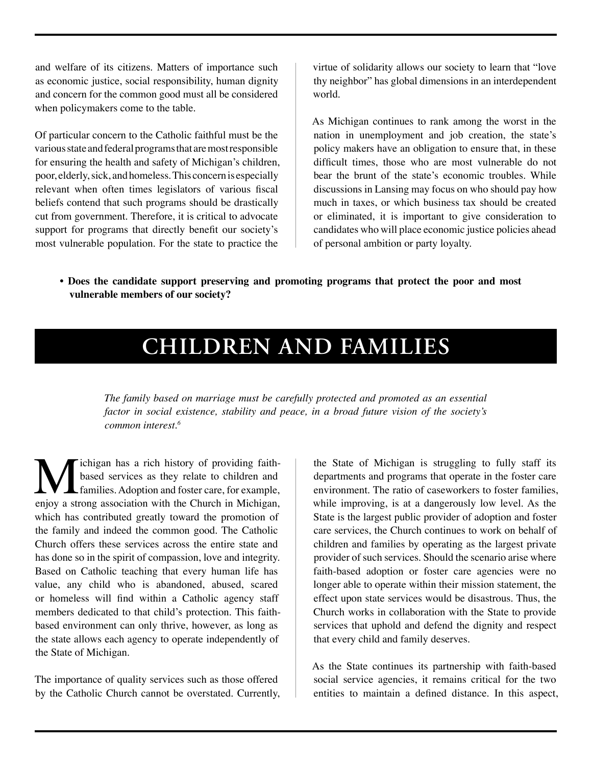and welfare of its citizens. Matters of importance such as economic justice, social responsibility, human dignity and concern for the common good must all be considered when policymakers come to the table.

Of particular concern to the Catholic faithful must be the various state and federal programs that are most responsible for ensuring the health and safety of Michigan's children, poor, elderly, sick, and homeless. This concern is especially relevant when often times legislators of various fiscal beliefs contend that such programs should be drastically cut from government. Therefore, it is critical to advocate support for programs that directly benefit our society's most vulnerable population. For the state to practice the virtue of solidarity allows our society to learn that "love thy neighbor" has global dimensions in an interdependent world.

As Michigan continues to rank among the worst in the nation in unemployment and job creation, the state's policy makers have an obligation to ensure that, in these difficult times, those who are most vulnerable do not bear the brunt of the state's economic troubles. While discussions in Lansing may focus on who should pay how much in taxes, or which business tax should be created or eliminated, it is important to give consideration to candidates who will place economic justice policies ahead of personal ambition or party loyalty.

- **Does the candidate support preserving and promoting programs that protect the poor and most vulnerable members of our society?**

# CHILDREN AND FAMILIES

*The family based on marriage must be carefully protected and promoted as an essential factor in social existence, stability and peace, in a broad future vision of the society's common interest.*[6]

Michigan has a rich history of providing faith-based services as they relate to children and families. Adoption and foster care, for example, enjoy a strong association with the Church in Michigan, which has contributed greatly toward the promotion of the family and indeed the common good. The Catholic Church offers these services across the entire state and has done so in the spirit of compassion, love and integrity. Based on Catholic teaching that every human life has value, any child who is abandoned, abused, scared or homeless will find within a Catholic agency staff members dedicated to that child's protection. This faith-based environment can only thrive, however, as long as the state allows each agency to operate independently of the State of Michigan.

The importance of quality services such as those offered by the Catholic Church cannot be overstated. Currently, the State of Michigan is struggling to fully staff its departments and programs that operate in the foster care environment. The ratio of caseworkers to foster families, while improving, is at a dangerously low level. As the State is the largest public provider of adoption and foster care services, the Church continues to work on behalf of children and families by operating as the largest private provider of such services. Should the scenario arise where faith-based adoption or foster care agencies were no longer able to operate within their mission statement, the effect upon state services would be disastrous. Thus, the Church works in collaboration with the State to provide services that uphold and defend the dignity and respect that every child and family deserves.

As the State continues its partnership with faith-based social service agencies, it remains critical for the two entities to maintain a defined distance. In this aspect,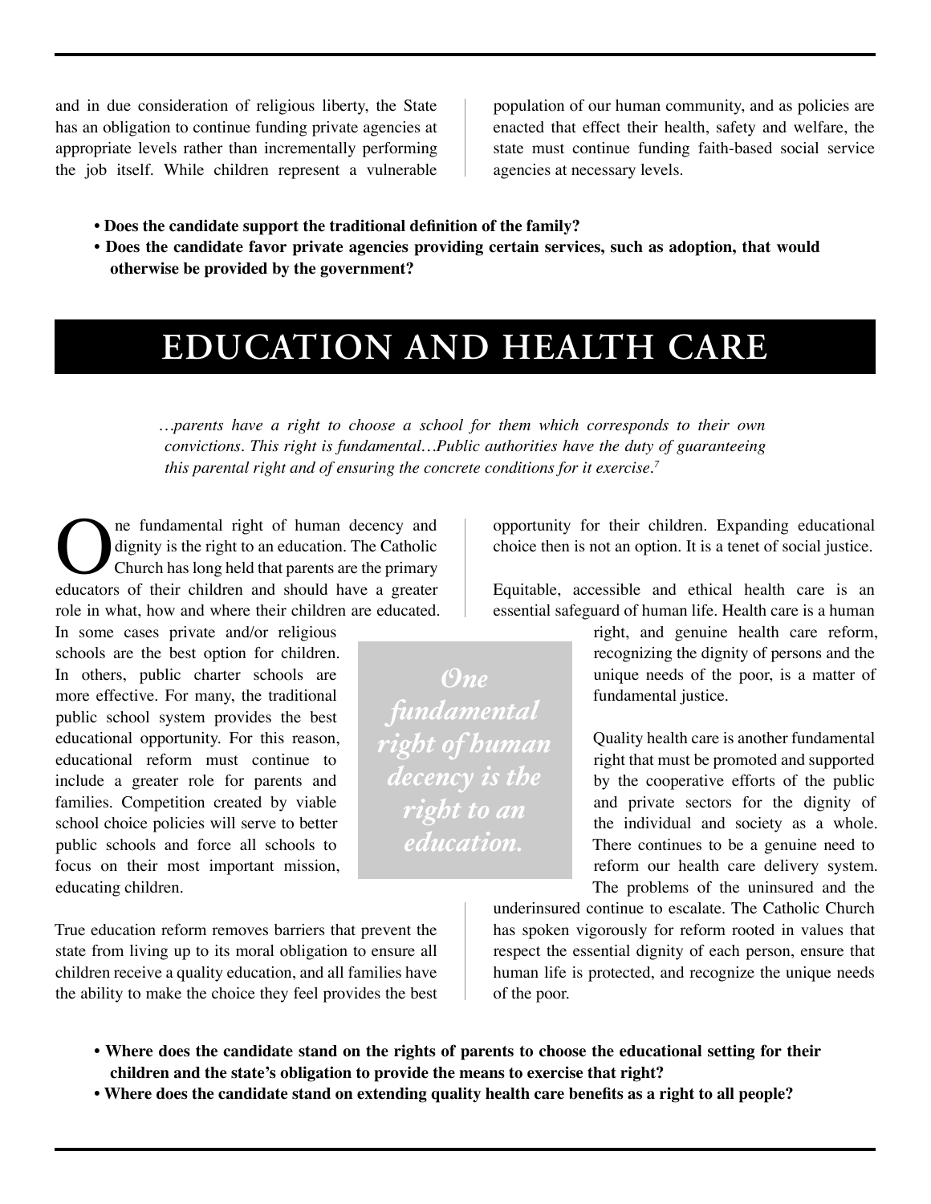and in due consideration of religious liberty, the State has an obligation to continue funding private agencies at appropriate levels rather than incrementally performing the job itself. While children represent a vulnerable population of our human community, and as policies are enacted that effect their health, safety and welfare, the state must continue funding faith-based social service agencies at necessary levels.

- **Does the candidate support the traditional definition of the family?**
- **Does the candidate favor private agencies providing certain services, such as adoption, that would otherwise be provided by the government?**

# EDUCATION AND HEALTH CARE

*…parents have a right to choose a school for them which corresponds to their own convictions. This right is fundamental…Public authorities have the duty of guaranteeing this parental right and of ensuring the concrete conditions for it exercise.*[7]

One fundamental right of human decency and dignity is the right to an education. The Catholic Church has long held that parents are the primary educators of their children and should have a greater role in what, how and where their children are educated. In some cases private and/or religious schools are the best option for children. In others, public charter schools are more effective. For many, the traditional public school system provides the best educational opportunity. For this reason, educational reform must continue to include a greater role for parents and families. Competition created by viable school choice policies will serve to better public schools and force all schools to focus on their most important mission, educating children.

*One fundamental right of human decency is the right to an education.*

True education reform removes barriers that prevent the state from living up to its moral obligation to ensure all children receive a quality education, and all families have the ability to make the choice they feel provides the best opportunity for their children. Expanding educational choice then is not an option. It is a tenet of social justice.

Equitable, accessible and ethical health care is an essential safeguard of human life. Health care is a human right, and genuine health care reform, recognizing the dignity of persons and the unique needs of the poor, is a matter of fundamental justice.

Quality health care is another fundamental right that must be promoted and supported by the cooperative efforts of the public and private sectors for the dignity of the individual and society as a whole. There continues to be a genuine need to reform our health care delivery system. The problems of the uninsured and the underinsured continue to escalate. The Catholic Church has spoken vigorously for reform rooted in values that respect the essential dignity of each person, ensure that human life is protected, and recognize the unique needs of the poor.

- **Where does the candidate stand on the rights of parents to choose the educational setting for their children and the state's obligation to provide the means to exercise that right?**
- **Where does the candidate stand on extending quality health care benefits as a right to all people?**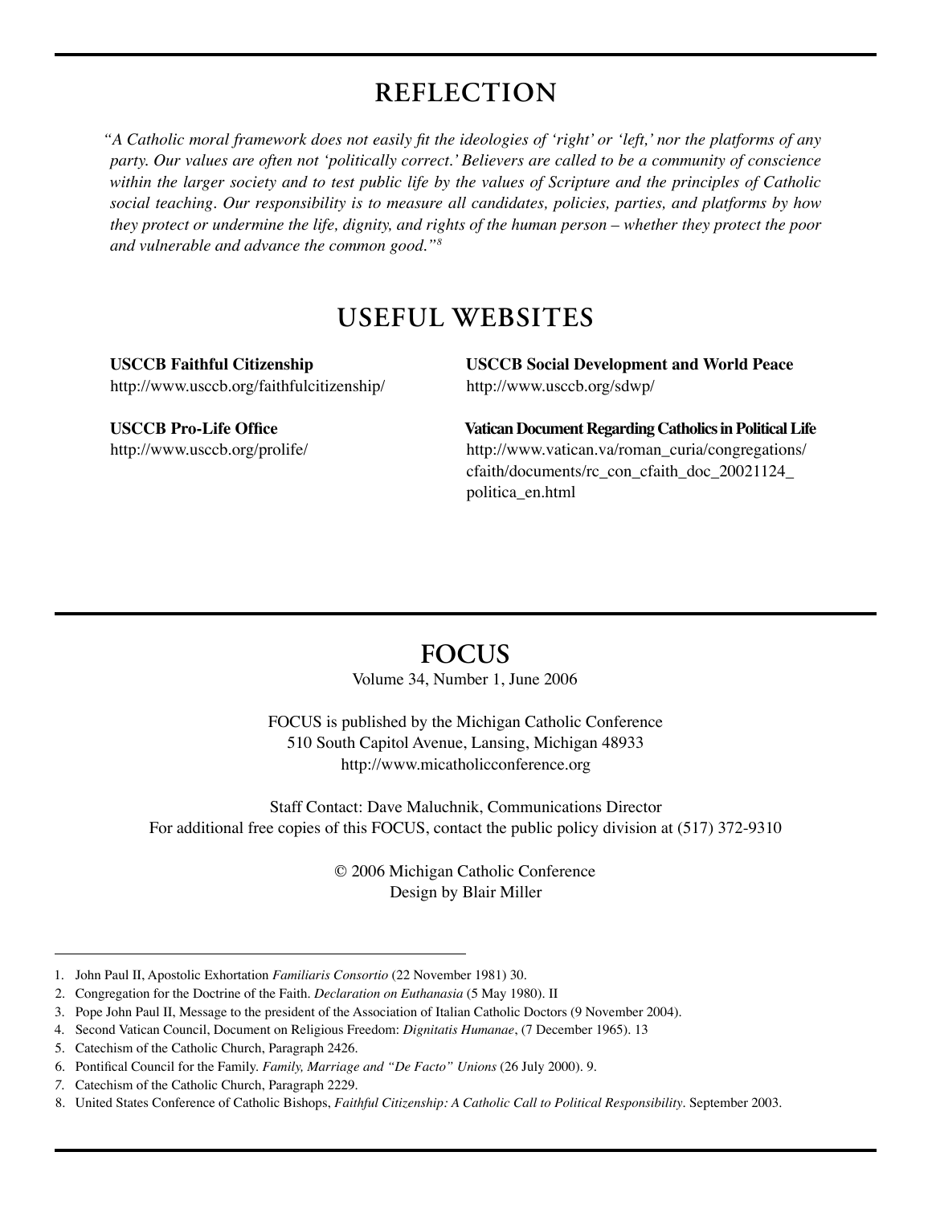## REFLECTION

*"A Catholic moral framework does not easily fit the ideologies of 'right' or 'left,' nor the platforms of any party. Our values are often not 'politically correct.' Believers are called to be a community of conscience within the larger society and to test public life by the values of Scripture and the principles of Catholic social teaching. Our responsibility is to measure all candidates, policies, parties, and platforms by how they protect or undermine the life, dignity, and rights of the human person – whether they protect the poor and vulnerable and advance the common good."*[8]

## USEFUL WEBSITES

**USCCB Faithful Citizenship**
http://www.usccb.org/faithfulcitizenship/

**USCCB Pro-Life Office**
http://www.usccb.org/prolife/

**USCCB Social Development and World Peace**
http://www.usccb.org/sdwp/

**Vatican Document Regarding Catholics in Political Life**
http://www.vatican.va/roman_curia/congregations/cfaith/documents/rc_con_cfaith_doc_20021124_politica_en.html

## FOCUS

Volume 34, Number 1, June 2006

FOCUS is published by the Michigan Catholic Conference
510 South Capitol Avenue, Lansing, Michigan 48933
http://www.micatholicconference.org

Staff Contact: Dave Maluchnik, Communications Director
For additional free copies of this FOCUS, contact the public policy division at (517) 372-9310

© 2006 Michigan Catholic Conference
Design by Blair Miller

---

1. John Paul II, Apostolic Exhortation *Familiaris Consortio* (22 November 1981) 30.
2. Congregation for the Doctrine of the Faith. *Declaration on Euthanasia* (5 May 1980). II
3. Pope John Paul II, Message to the president of the Association of Italian Catholic Doctors (9 November 2004).
4. Second Vatican Council, Document on Religious Freedom: *Dignitatis Humanae*, (7 December 1965). 13
5. Catechism of the Catholic Church, Paragraph 2426.
6. Pontifical Council for the Family. *Family, Marriage and "De Facto" Unions* (26 July 2000). 9.
7. Catechism of the Catholic Church, Paragraph 2229.
8. United States Conference of Catholic Bishops, *Faithful Citizenship: A Catholic Call to Political Responsibility*. September 2003.